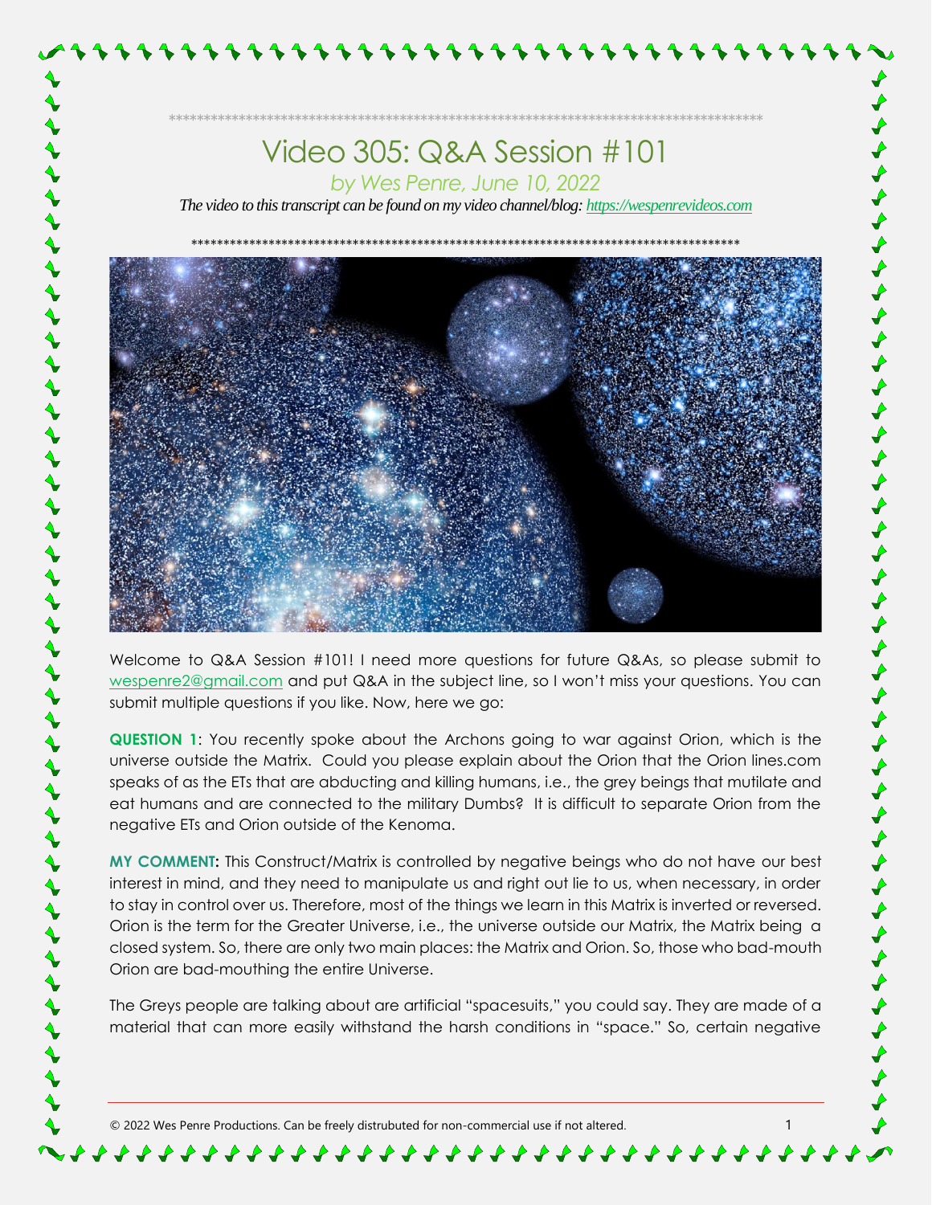# Video 305: Q&A Session #101

*by Wes Penre, June 10, 2022*

*The video to this transcript can be found on my video channel/blog: [https://wespenrevideos.com](https://wespenrevideos.com)*

Welcome to Q&A Session #101! I need more questions for future Q&As, so please submit to wespenre2@gmail.com and put Q&A in the subject line, so I won't miss your questions. You can submit multiple questions if you like. Now, here we go:

**QUESTION 1**: You recently spoke about the Archons going to war against Orion, which is the universe outside the Matrix. Could you please explain about the Orion that the Orion lines.com speaks of as the ETs that are abducting and killing humans, i.e., the grey beings that mutilate and eat humans and are connected to the military Dumbs? It is difficult to separate Orion from the negative ETs and Orion outside of the Kenoma.

**MY COMMENT:** This Construct/Matrix is controlled by negative beings who do not have our best interest in mind, and they need to manipulate us and right out lie to us, when necessary, in order to stay in control over us. Therefore, most of the things we learn in this Matrix is inverted or reversed. Orion is the term for the Greater Universe, i.e., the universe outside our Matrix, the Matrix being a closed system. So, there are only two main places: the Matrix and Orion. So, those who bad-mouth Orion are bad-mouthing the entire Universe.

The Greys people are talking about are artificial "spacesuits," you could say. They are made of a material that can more easily withstand the harsh conditions in "space." So, certain negative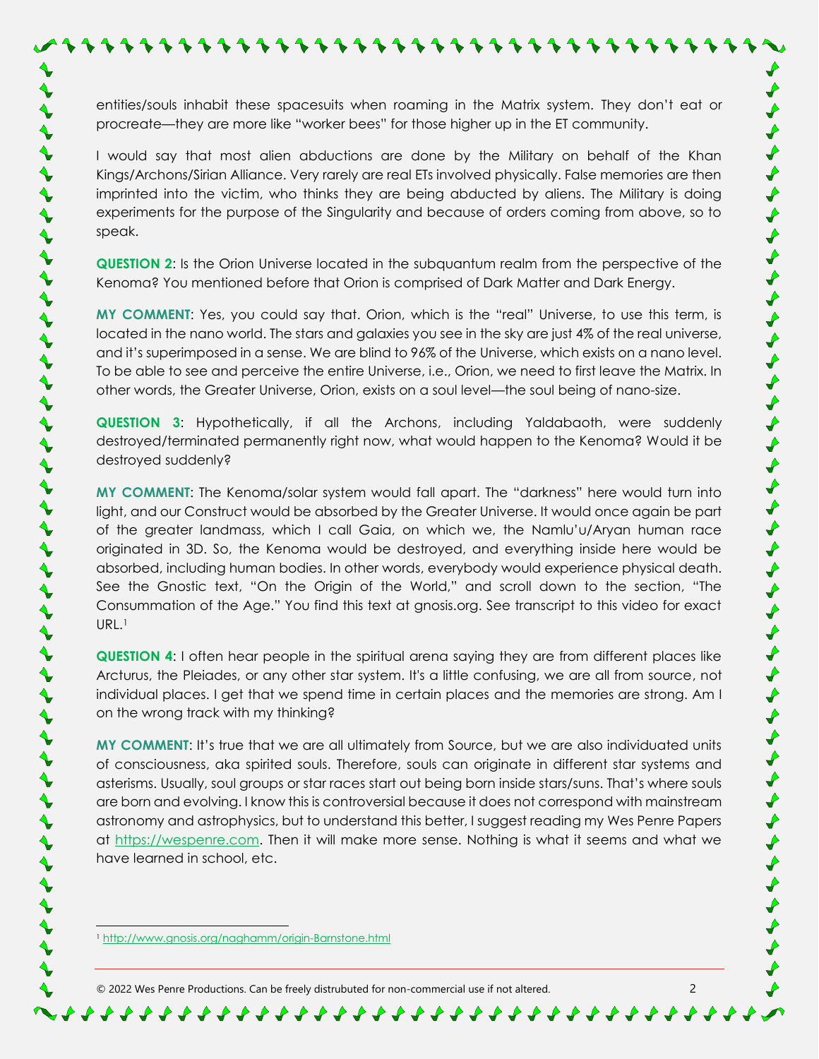entities/souls inhabit these spacesuits when roaming in the Matrix system. They don't eat or procreate—they are more like "worker bees" for those higher up in the ET community.

I would say that most alien abductions are done by the Military on behalf of the Khan Kings/Archons/Sirian Alliance. Very rarely are real ETs involved physically. False memories are then imprinted into the victim, who thinks they are being abducted by aliens. The Military is doing experiments for the purpose of the Singularity and because of orders coming from above, so to speak.

**QUESTION 2**: Is the Orion Universe located in the subquantum realm from the perspective of the Kenoma? You mentioned before that Orion is comprised of Dark Matter and Dark Energy.

**MY COMMENT**: Yes, you could say that. Orion, which is the "real" Universe, to use this term, is located in the nano world. The stars and galaxies you see in the sky are just 4% of the real universe, and it's superimposed in a sense. We are blind to 96% of the Universe, which exists on a nano level. To be able to see and perceive the entire Universe, i.e., Orion, we need to first leave the Matrix. In other words, the Greater Universe, Orion, exists on a soul level—the soul being of nano-size.

**QUESTION 3**: Hypothetically, if all the Archons, including Yaldabaoth, were suddenly destroyed/terminated permanently right now, what would happen to the Kenoma? Would it be destroyed suddenly?

**MY COMMENT**: The Kenoma/solar system would fall apart. The "darkness" here would turn into light, and our Construct would be absorbed by the Greater Universe. It would once again be part of the greater landmass, which I call Gaia, on which we, the Namlu'u/Aryan human race originated in 3D. So, the Kenoma would be destroyed, and everything inside here would be absorbed, including human bodies. In other words, everybody would experience physical death. See the Gnostic text, "On the Origin of the World," and scroll down to the section, "The Consummation of the Age." You find this text at gnosis.org. See transcript to this video for exact URL.[1]

**QUESTION 4**: I often hear people in the spiritual arena saying they are from different places like Arcturus, the Pleiades, or any other star system. It's a little confusing, we are all from source, not individual places. I get that we spend time in certain places and the memories are strong. Am I on the wrong track with my thinking?

**MY COMMENT**: It's true that we are all ultimately from Source, but we are also individuated units of consciousness, aka spirited souls. Therefore, souls can originate in different star systems and asterisms. Usually, soul groups or star races start out being born inside stars/suns. That's where souls are born and evolving. I know this is controversial because it does not correspond with mainstream astronomy and astrophysics, but to understand this better, I suggest reading my Wes Penre Papers at https://wespenre.com. Then it will make more sense. Nothing is what it seems and what we have learned in school, etc.

[1] http://www.gnosis.org/naghamm/origin-Barnstone.html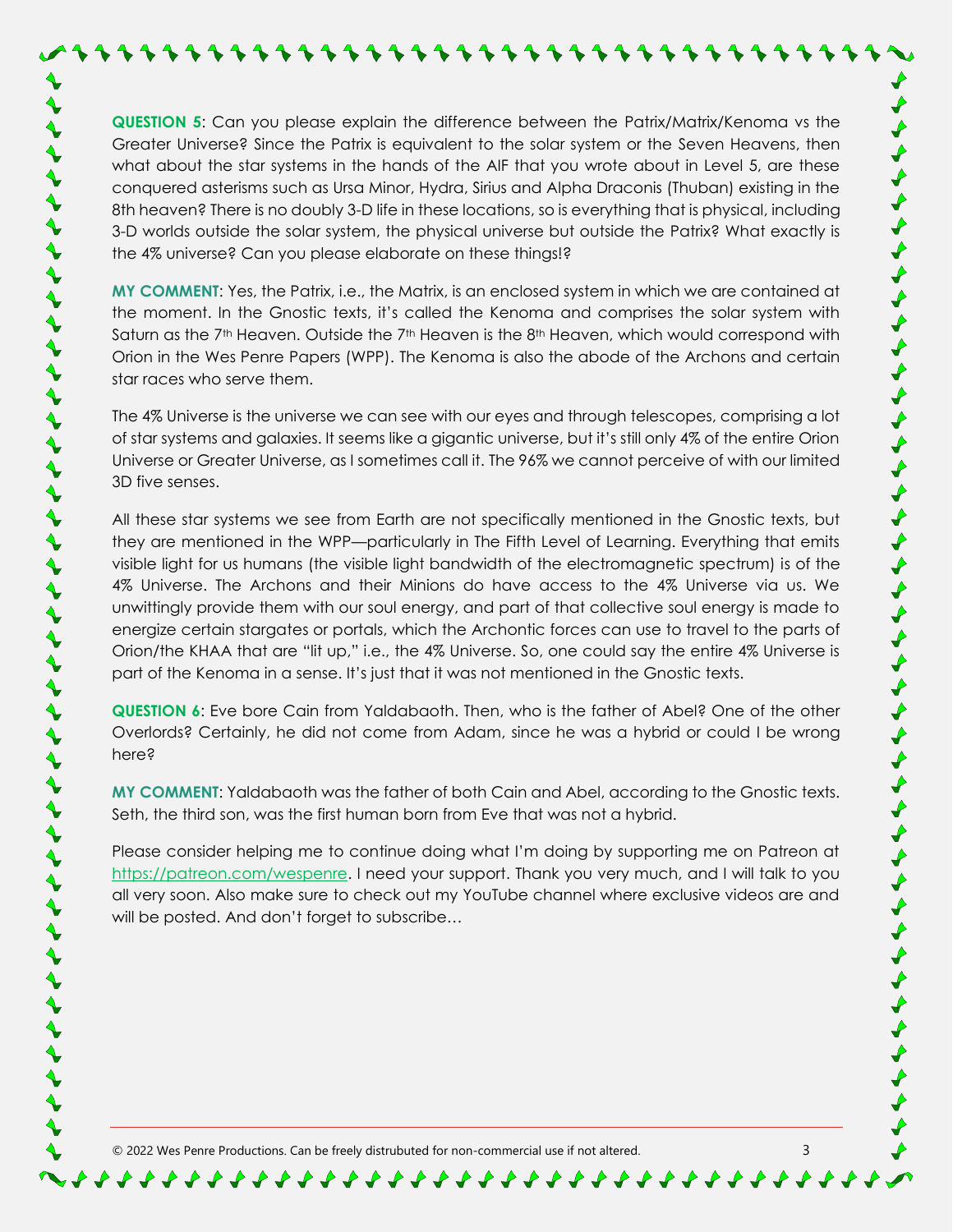**QUESTION 5**: Can you please explain the difference between the Patrix/Matrix/Kenoma vs the Greater Universe? Since the Patrix is equivalent to the solar system or the Seven Heavens, then what about the star systems in the hands of the AIF that you wrote about in Level 5, are these conquered asterisms such as Ursa Minor, Hydra, Sirius and Alpha Draconis (Thuban) existing in the 8th heaven? There is no doubly 3-D life in these locations, so is everything that is physical, including 3-D worlds outside the solar system, the physical universe but outside the Patrix? What exactly is the 4% universe? Can you please elaborate on these things!?

**MY COMMENT**: Yes, the Patrix, i.e., the Matrix, is an enclosed system in which we are contained at the moment. In the Gnostic texts, it's called the Kenoma and comprises the solar system with Saturn as the 7th Heaven. Outside the 7th Heaven is the 8th Heaven, which would correspond with Orion in the Wes Penre Papers (WPP). The Kenoma is also the abode of the Archons and certain star races who serve them.

The 4% Universe is the universe we can see with our eyes and through telescopes, comprising a lot of star systems and galaxies. It seems like a gigantic universe, but it's still only 4% of the entire Orion Universe or Greater Universe, as I sometimes call it. The 96% we cannot perceive of with our limited 3D five senses.

All these star systems we see from Earth are not specifically mentioned in the Gnostic texts, but they are mentioned in the WPP—particularly in The Fifth Level of Learning. Everything that emits visible light for us humans (the visible light bandwidth of the electromagnetic spectrum) is of the 4% Universe. The Archons and their Minions do have access to the 4% Universe via us. We unwittingly provide them with our soul energy, and part of that collective soul energy is made to energize certain stargates or portals, which the Archontic forces can use to travel to the parts of Orion/the KHAA that are "lit up," i.e., the 4% Universe. So, one could say the entire 4% Universe is part of the Kenoma in a sense. It's just that it was not mentioned in the Gnostic texts.

**QUESTION 6**: Eve bore Cain from Yaldabaoth. Then, who is the father of Abel? One of the other Overlords? Certainly, he did not come from Adam, since he was a hybrid or could I be wrong here?

**MY COMMENT**: Yaldabaoth was the father of both Cain and Abel, according to the Gnostic texts. Seth, the third son, was the first human born from Eve that was not a hybrid.

Please consider helping me to continue doing what I'm doing by supporting me on Patreon at https://patreon.com/wespenre. I need your support. Thank you very much, and I will talk to you all very soon. Also make sure to check out my YouTube channel where exclusive videos are and will be posted. And don't forget to subscribe…

© 2022 Wes Penre Productions. Can be freely distrubuted for non-commercial use if not altered.